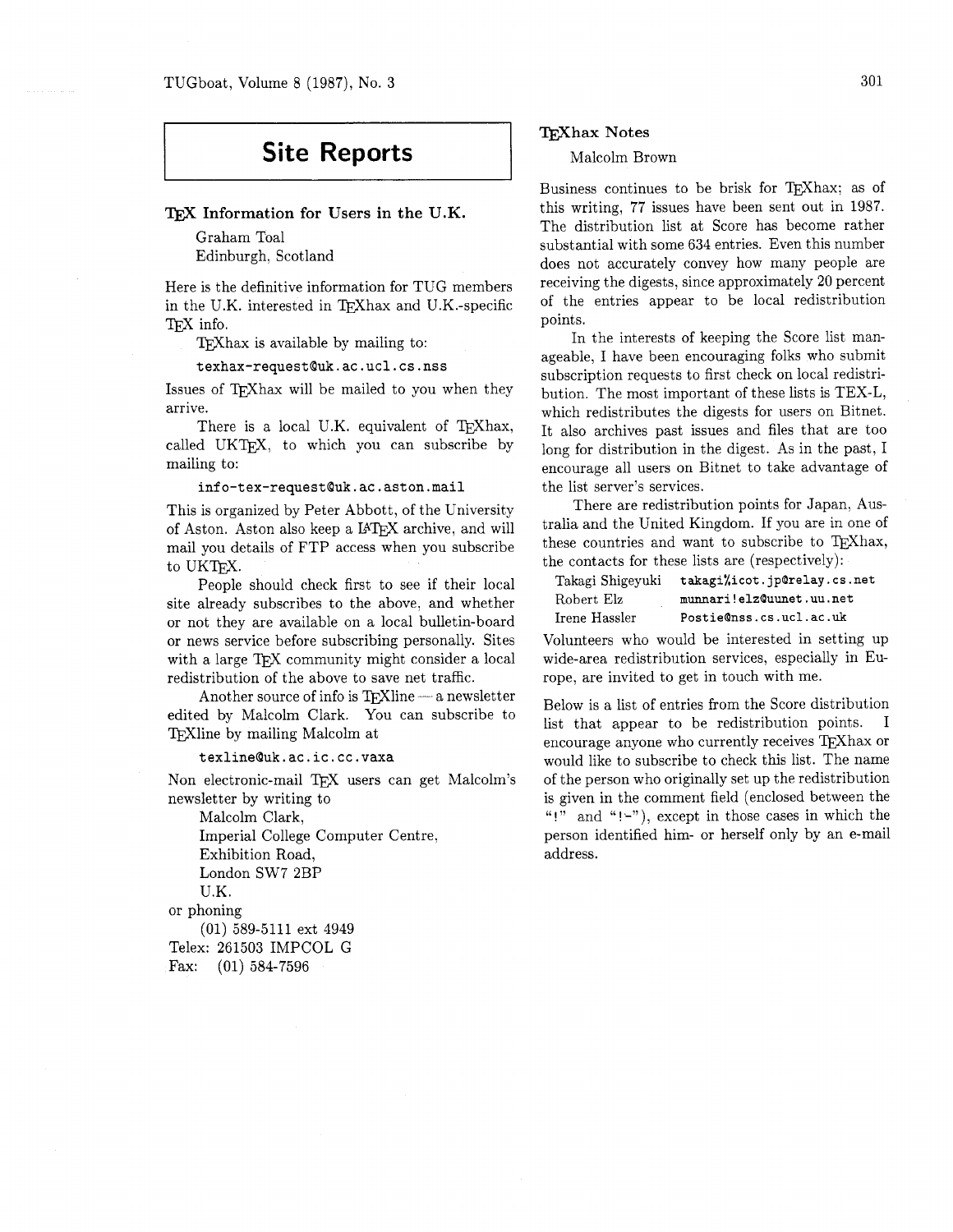# Site Reports

## TeX Information for Users in the U.K.

Graham Toal
Edinburgh, Scotland

Here is the definitive information for TUG members in the U.K. interested in TeXhax and U.K.-specific TeX info.

TeXhax is available by mailing to:

`texhax-request@uk.ac.ucl.cs.nss`

Issues of TeXhax will be mailed to you when they arrive.

There is a local U.K. equivalent of TeXhax, called UKTeX, to which you can subscribe by mailing to:

`info-tex-request@uk.ac.aston.mail`

This is organized by Peter Abbott, of the University of Aston. Aston also keep a LaTeX archive, and will mail you details of FTP access when you subscribe to UKTeX.

People should check first to see if their local site already subscribes to the above, and whether or not they are available on a local bulletin-board or news service before subscribing personally. Sites with a large TeX community might consider a local redistribution of the above to save net traffic.

Another source of info is TeXline — a newsletter edited by Malcolm Clark. You can subscribe to TeXline by mailing Malcolm at

`texline@uk.ac.ic.cc.vaxa`

Non electronic-mail TeX users can get Malcolm's newsletter by writing to

Malcolm Clark,
Imperial College Computer Centre,
Exhibition Road,
London SW7 2BP
U.K.

or phoning

(01) 589-5111 ext 4949

Telex: 261503 IMPCOL G
Fax: (01) 584-7596

## TeXhax Notes

Malcolm Brown

Business continues to be brisk for TeXhax; as of this writing, 77 issues have been sent out in 1987. The distribution list at Score has become rather substantial with some 634 entries. Even this number does not accurately convey how many people are receiving the digests, since approximately 20 percent of the entries appear to be local redistribution points.

In the interests of keeping the Score list manageable, I have been encouraging folks who submit subscription requests to first check on local redistribution. The most important of these lists is TEX-L, which redistributes the digests for users on Bitnet. It also archives past issues and files that are too long for distribution in the digest. As in the past, I encourage all users on Bitnet to take advantage of the list server's services.

There are redistribution points for Japan, Australia and the United Kingdom. If you are in one of these countries and want to subscribe to TeXhax, the contacts for these lists are (respectively):

| | |
|---|---|
| Takagi Shigeyuki | `takagi%icot.jp@relay.cs.net` |
| Robert Elz | `munnari!elz@uunet.uu.net` |
| Irene Hassler | `Postie@nss.cs.ucl.ac.uk` |

Volunteers who would be interested in setting up wide-area redistribution services, especially in Europe, are invited to get in touch with me.

Below is a list of entries from the Score distribution list that appear to be redistribution points. I encourage anyone who currently receives TeXhax or would like to subscribe to check this list. The name of the person who originally set up the redistribution is given in the comment field (enclosed between the "!" and "!-"), except in those cases in which the person identified him- or herself only by an e-mail address.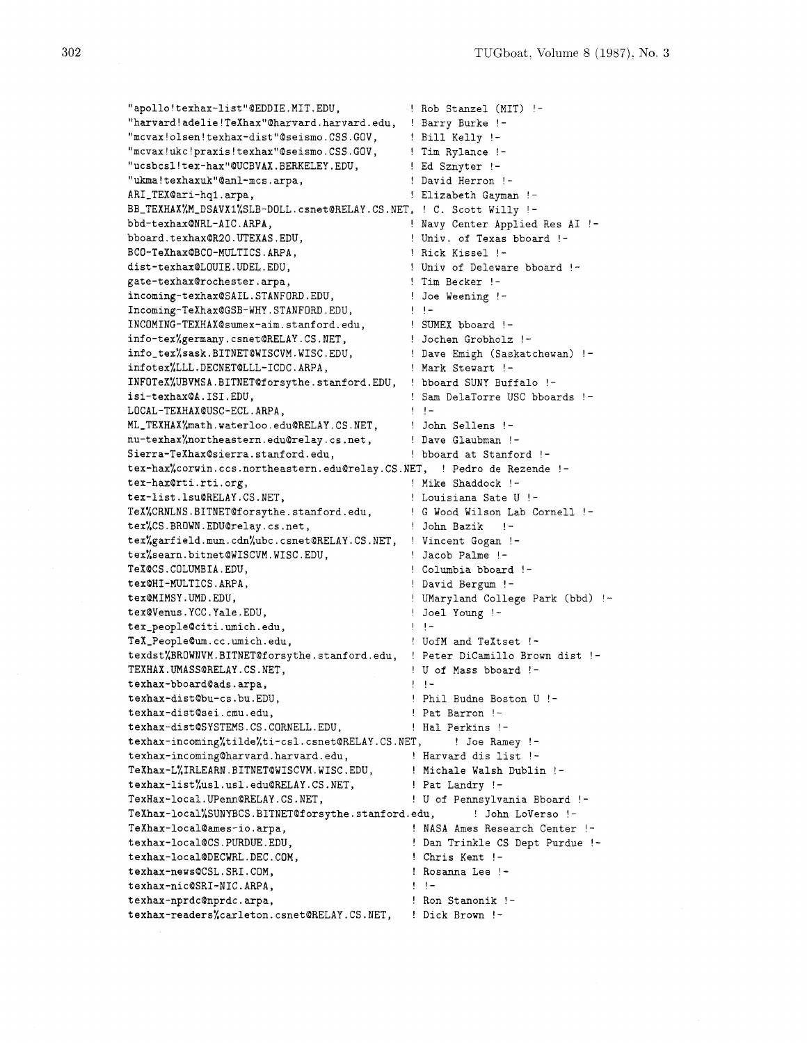```
"apollo!texhax-list"@EDDIE.MIT.EDU,             ! Rob Stanzel (MIT) !-
"harvard!adelie!TeXhax"@harvard.harvard.edu,    ! Barry Burke !-
"mcvax!olsen!texhax-dist"@seismo.CSS.GOV,       ! Bill Kelly !-
"mcvax!ukc!praxis!texhax"@seismo.CSS.GOV,       ! Tim Rylance !-
"ucsbcsl!tex-hax"@UCBVAX.BERKELEY.EDU,          ! Ed Sznyter !-
"ukma!texhaxuk"@anl-mcs.arpa,                   ! David Herron !-
ARI_TEX@ari-hq1.arpa,                           ! Elizabeth Gayman !-
BB_TEXHAX%M_DSAVX1%SLB-DOLL.csnet@RELAY.CS.NET, ! C. Scott Willy !-
bbd-texhax@NRL-AIC.ARPA,                        ! Navy Center Applied Res AI !-
bboard.texhax@R20.UTEXAS.EDU,                   ! Univ. of Texas bboard !-
BCO-TeXhax@BCO-MULTICS.ARPA,                    ! Rick Kissel !-
dist-texhax@LOUIE.UDEL.EDU,                     ! Univ of Deleware bboard !-
gate-texhax@rochester.arpa,                     ! Tim Becker !-
incoming-texhax@SAIL.STANFORD.EDU,              ! Joe Weening !-
Incoming-TeXhax@GSB-WHY.STANFORD.EDU,           ! !-
INCOMING-TEXHAX@sumex-aim.stanford.edu,         ! SUMEX bboard !-
info-tex%germany.csnet@RELAY.CS.NET,            ! Jochen Grobholz !-
info_tex%sask.BITNET@WISCVM.WISC.EDU,           ! Dave Emigh (Saskatchewan) !-
infotex%LLL.DECNET@LLL-ICDC.ARPA,               ! Mark Stewart !-
INFOTeX%UBVMSA.BITNET@forsythe.stanford.EDU,    ! bboard SUNY Buffalo !-
isi-texhax@A.ISI.EDU,                           ! Sam DelaTorre USC bboards !-
LOCAL-TEXHAX@USC-ECL.ARPA,                      ! !-
ML_TEXHAX%math.waterloo.edu@RELAY.CS.NET,       ! John Sellens !-
nu-texhax%northeastern.edu@relay.cs.net,        ! Dave Glaubman !-
Sierra-TeXhax@sierra.stanford.edu,              ! bboard at Stanford !-
tex-hax%corwin.ccs.northeastern.edu@relay.CS.NET,   ! Pedro de Rezende !-
tex-hax@rti.rti.org,                            ! Mike Shaddock !-
tex-list.lsu@RELAY.CS.NET,                      ! Louisiana Sate U !-
TeX%CRNLNS.BITNET@forsythe.stanford.edu,        ! G Wood Wilson Lab Cornell !-
tex%CS.BROWN.EDU@relay.cs.net,                  ! John Bazik   !-
tex%garfield.mun.cdn%ubc.csnet@RELAY.CS.NET,    ! Vincent Gogan !-
tex%searn.bitnet@WISCVM.WISC.EDU,               ! Jacob Palme !-
TeX@CS.COLUMBIA.EDU,                            ! Columbia bboard !-
tex@HI-MULTICS.ARPA,                            ! David Bergum !-
tex@MIMSY.UMD.EDU,                              ! UMaryland College Park (bbd) !-
tex@Venus.YCC.Yale.EDU,                         ! Joel Young !-
tex_people@citi.umich.edu,                      ! !-
TeX_People@um.cc.umich.edu,                     ! UofM and TeXtset !-
texdst%BROWNVM.BITNET@forsythe.stanford.edu,    ! Peter DiCamillo Brown dist !-
TEXHAX.UMASS@RELAY.CS.NET,                      ! U of Mass bboard !-
texhax-bboard@ads.arpa,                         ! !-
texhax-dist@bu-cs.bu.EDU,                       ! Phil Budne Boston U !-
texhax-dist@sei.cmu.edu,                        ! Pat Barron !-
texhax-dist@SYSTEMS.CS.CORNELL.EDU,             ! Hal Perkins !-
texhax-incoming%tilde%ti-csl.csnet@RELAY.CS.NET,     ! Joe Ramey !-
texhax-incoming@harvard.harvard.edu,            ! Harvard dis list !-
TeXhax-L%IRLEARN.BITNET@WISCVM.WISC.EDU,        ! Michale Walsh Dublin !-
texhax-list%usl.usl.edu@RELAY.CS.NET,           ! Pat Landry !-
TexHax-local.UPenn@RELAY.CS.NET,                ! U of Pennsylvania Bboard !-
TeXhax-local%SUNYBCS.BITNET@forsythe.stanford.edu,      ! John LoVerso !-
TeXhax-local@ames-io.arpa,                      ! NASA Ames Research Center !-
texhax-local@CS.PURDUE.EDU,                     ! Dan Trinkle CS Dept Purdue !-
texhax-local@DECWRL.DEC.COM,                    ! Chris Kent !-
texhax-news@CSL.SRI.COM,                        ! Rosanna Lee !-
texhax-nic@SRI-NIC.ARPA,                        ! !-
texhax-nprdc@nprdc.arpa,                        ! Ron Stanonik !-
texhax-readers%carleton.csnet@RELAY.CS.NET,     ! Dick Brown !-
```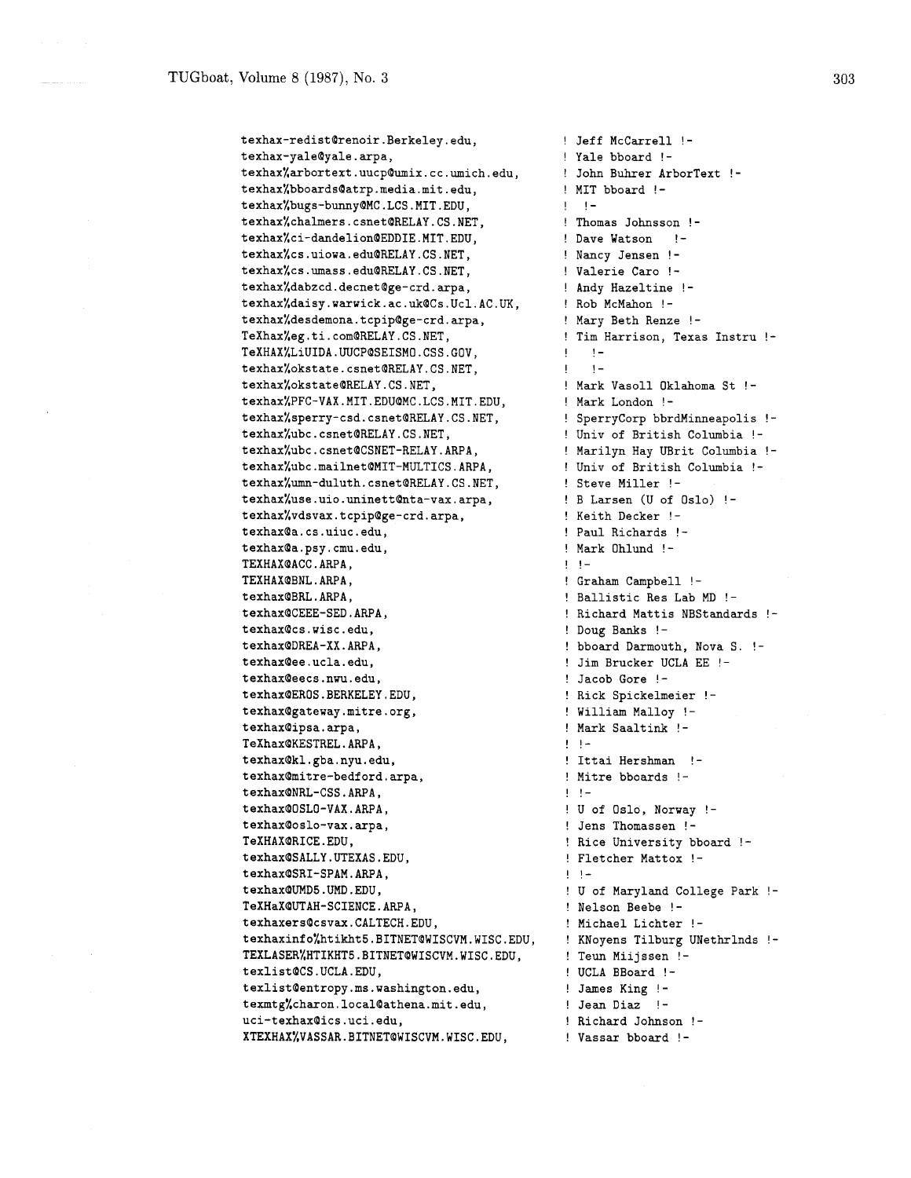```
texhax-redist@renoir.Berkeley.edu,            ! Jeff McCarrell !-
texhax-yale@yale.arpa,                         ! Yale bboard !-
texhax%arbortext.uucp@umix.cc.umich.edu,       ! John Buhrer ArborText !-
texhax%bboards@atrp.media.mit.edu,             ! MIT bboard !-
texhax%bugs-bunny@MC.LCS.MIT.EDU,              !  !-
texhax%chalmers.csnet@RELAY.CS.NET,            ! Thomas Johnsson !-
texhax%ci-dandelion@EDDIE.MIT.EDU,             ! Dave Watson   !-
texhax%cs.uiowa.edu@RELAY.CS.NET,              ! Nancy Jensen !-
texhax%cs.umass.edu@RELAY.CS.NET,              ! Valerie Caro !-
texhax%dabzcd.decnet@ge-crd.arpa,              ! Andy Hazeltine !-
texhax%daisy.warwick.ac.uk@Cs.Ucl.AC.UK,       ! Rob McMahon !-
texhax%desdemona.tcpip@ge-crd.arpa,            ! Mary Beth Renze !-
TeXhax%eg.ti.com@RELAY.CS.NET,                 ! Tim Harrison, Texas Instru !-
TeXHAX%LiUIDA.UUCP@SEISMO.CSS.GOV,             !   !-
texhax%okstate.csnet@RELAY.CS.NET,             !   !-
texhax%okstate@RELAY.CS.NET,                   ! Mark Vasoll Oklahoma St !-
texhax%PFC-VAX.MIT.EDU@MC.LCS.MIT.EDU,         ! Mark London !-
texhax%sperry-csd.csnet@RELAY.CS.NET,          ! SperryCorp bbrdMinneapolis !-
texhax%ubc.csnet@RELAY.CS.NET,                 ! Univ of British Columbia !-
texhax%ubc.csnet@CSNET-RELAY.ARPA,             ! Marilyn Hay UBrit Columbia !-
texhax%ubc.mailnet@MIT-MULTICS.ARPA,           ! Univ of British Columbia !-
texhax%umn-duluth.csnet@RELAY.CS.NET,          ! Steve Miller !-
texhax%use.uio.uninett@nta-vax.arpa,           ! B Larsen (U of Oslo) !-
texhax%vdsvax.tcpip@ge-crd.arpa,               ! Keith Decker !-
texhax@a.cs.uiuc.edu,                          ! Paul Richards !-
texhax@a.psy.cmu.edu,                          ! Mark Ohlund !-
TEXHAX@ACC.ARPA,                               ! !-
TEXHAX@BNL.ARPA,                               ! Graham Campbell !-
texhax@BRL.ARPA,                               ! Ballistic Res Lab MD !-
texhax@CEEE-SED.ARPA,                          ! Richard Mattis NBStandards !-
texhax@cs.wisc.edu,                            ! Doug Banks !-
texhax@DREA-XX.ARPA,                           ! bboard Darmouth, Nova S. !-
texhax@ee.ucla.edu,                            ! Jim Brucker UCLA EE !-
texhax@eecs.nwu.edu,                           ! Jacob Gore !-
texhax@EROS.BERKELEY.EDU,                      ! Rick Spickelmeier !-
texhax@gateway.mitre.org,                      ! William Malloy !-
texhax@ipsa.arpa,                              ! Mark Saaltink !-
TeXhax@KESTREL.ARPA,                           ! !-
texhax@kl.gba.nyu.edu,                         ! Ittai Hershman  !-
texhax@mitre-bedford.arpa,                     ! Mitre bboards !-
texhax@NRL-CSS.ARPA,                           ! !-
texhax@OSLO-VAX.ARPA,                          ! U of Oslo, Norway !-
texhax@oslo-vax.arpa,                          ! Jens Thomassen !-
TeXHAX@RICE.EDU,                               ! Rice University bboard !-
texhax@SALLY.UTEXAS.EDU,                       ! Fletcher Mattox !-
texhax@SRI-SPAM.ARPA,                          ! !-
texhax@UMD5.UMD.EDU,                           ! U of Maryland College Park !-
TeXHaX@UTAH-SCIENCE.ARPA,                      ! Nelson Beebe !-
texhaxers@csvax.CALTECH.EDU,                   ! Michael Lichter !-
texhaxinfo%htikht5.BITNET@WISCVM.WISC.EDU,     ! KNoyens Tilburg UNethrlnds !-
TEXLASER%HTIKHT5.BITNET@WISCVM.WISC.EDU,       ! Teun Miijssen !-
texlist@CS.UCLA.EDU,                           ! UCLA BBoard !-
texlist@entropy.ms.washington.edu,             ! James King !-
texmtg%charon.local@athena.mit.edu,            ! Jean Diaz  !-
uci-texhax@ics.uci.edu,                        ! Richard Johnson !-
XTEXHAX%VASSAR.BITNET@WISCVM.WISC.EDU,         ! Vassar bboard !-
```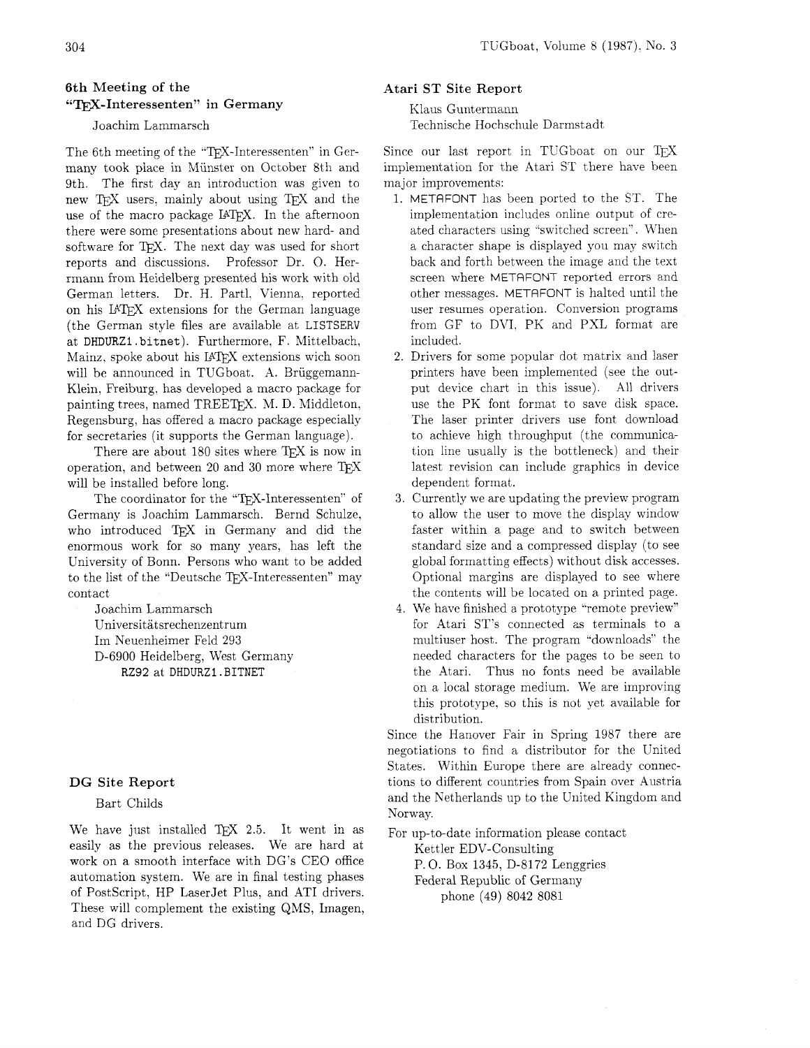## 6th Meeting of the "TeX-Interessenten" in Germany

Joachim Lammarsch

The 6th meeting of the "TeX-Interessenten" in Germany took place in Münster on October 8th and 9th. The first day an introduction was given to new TeX users, mainly about using TeX and the use of the macro package LaTeX. In the afternoon there were some presentations about new hard- and software for TeX. The next day was used for short reports and discussions. Professor Dr. O. Herrmann from Heidelberg presented his work with old German letters. Dr. H. Partl, Vienna, reported on his LaTeX extensions for the German language (the German style files are available at `LISTSERV` at `DHDURZ1.bitnet`). Furthermore, F. Mittelbach, Mainz, spoke about his LaTeX extensions wich soon will be announced in TUGboat. A. Brüggemann-Klein, Freiburg, has developed a macro package for painting trees, named TREETeX. M. D. Middleton, Regensburg, has offered a macro package especially for secretaries (it supports the German language).

There are about 180 sites where TeX is now in operation, and between 20 and 30 more where TeX will be installed before long.

The coordinator for the "TeX-Interessenten" of Germany is Joachim Lammarsch. Bernd Schulze, who introduced TeX in Germany and did the enormous work for so many years, has left the University of Bonn. Persons who want to be added to the list of the "Deutsche TeX-Interessenten" may contact

Joachim Lammarsch
Universitätsrechenzentrum
Im Neuenheimer Feld 293
D-6900 Heidelberg, West Germany
`RZ92 at DHDURZ1.BITNET`

## DG Site Report

Bart Childs

We have just installed TeX 2.5. It went in as easily as the previous releases. We are hard at work on a smooth interface with DG's CEO office automation system. We are in final testing phases of PostScript, HP LaserJet Plus, and ATI drivers. These will complement the existing QMS, Imagen, and DG drivers.

## Atari ST Site Report

Klaus Guntermann
Technische Hochschule Darmstadt

Since our last report in TUGboat on our TeX implementation for the Atari ST there have been major improvements:

1. METAFONT has been ported to the ST. The implementation includes online output of created characters using "switched screen". When a character shape is displayed you may switch back and forth between the image and the text screen where METAFONT reported errors and other messages. METAFONT is halted until the user resumes operation. Conversion programs from GF to DVI, PK and PXL format are included.
2. Drivers for some popular dot matrix and laser printers have been implemented (see the output device chart in this issue). All drivers use the PK font format to save disk space. The laser printer drivers use font download to achieve high throughput (the communication line usually is the bottleneck) and their latest revision can include graphics in device dependent format.
3. Currently we are updating the preview program to allow the user to move the display window faster within a page and to switch between standard size and a compressed display (to see global formatting effects) without disk accesses. Optional margins are displayed to see where the contents will be located on a printed page.
4. We have finished a prototype "remote preview" for Atari ST's connected as terminals to a multiuser host. The program "downloads" the needed characters for the pages to be seen to the Atari. Thus no fonts need be available on a local storage medium. We are improving this prototype, so this is not yet available for distribution.

Since the Hanover Fair in Spring 1987 there are negotiations to find a distributor for the United States. Within Europe there are already connections to different countries from Spain over Austria and the Netherlands up to the United Kingdom and Norway.

For up-to-date information please contact

Kettler EDV-Consulting
P. O. Box 1345, D-8172 Lenggries
Federal Republic of Germany
phone (49) 8042 8081